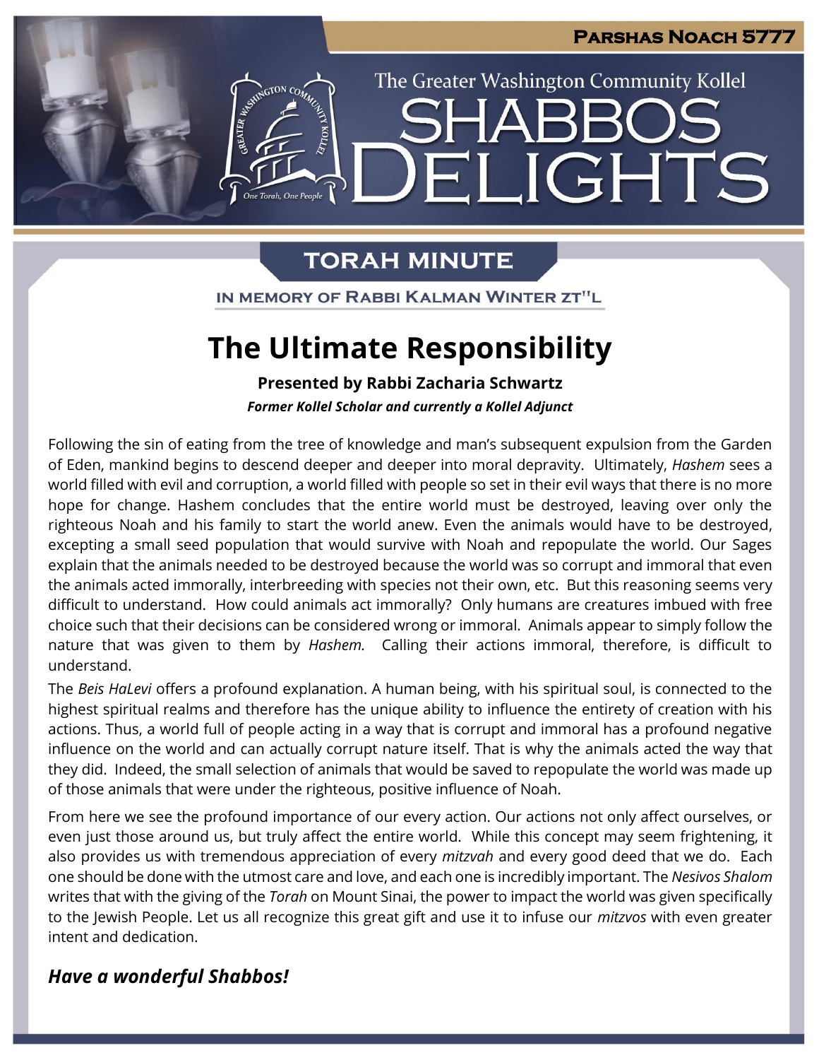Parshas Noach 5777

The Greater Washington Community Kollel

# Shabbos Delights

## Torah Minute

In Memory of Rabbi Kalman Winter zt"l

# The Ultimate Responsibility

**Presented by Rabbi Zacharia Schwartz**

***Former Kollel Scholar and currently a Kollel Adjunct***

Following the sin of eating from the tree of knowledge and man's subsequent expulsion from the Garden of Eden, mankind begins to descend deeper and deeper into moral depravity. Ultimately, *Hashem* sees a world filled with evil and corruption, a world filled with people so set in their evil ways that there is no more hope for change. Hashem concludes that the entire world must be destroyed, leaving over only the righteous Noah and his family to start the world anew. Even the animals would have to be destroyed, excepting a small seed population that would survive with Noah and repopulate the world. Our Sages explain that the animals needed to be destroyed because the world was so corrupt and immoral that even the animals acted immorally, interbreeding with species not their own, etc. But this reasoning seems very difficult to understand. How could animals act immorally? Only humans are creatures imbued with free choice such that their decisions can be considered wrong or immoral. Animals appear to simply follow the nature that was given to them by *Hashem.* Calling their actions immoral, therefore, is difficult to understand.

The *Beis HaLevi* offers a profound explanation. A human being, with his spiritual soul, is connected to the highest spiritual realms and therefore has the unique ability to influence the entirety of creation with his actions. Thus, a world full of people acting in a way that is corrupt and immoral has a profound negative influence on the world and can actually corrupt nature itself. That is why the animals acted the way that they did. Indeed, the small selection of animals that would be saved to repopulate the world was made up of those animals that were under the righteous, positive influence of Noah.

From here we see the profound importance of our every action. Our actions not only affect ourselves, or even just those around us, but truly affect the entire world. While this concept may seem frightening, it also provides us with tremendous appreciation of every *mitzvah* and every good deed that we do. Each one should be done with the utmost care and love, and each one is incredibly important. The *Nesivos Shalom* writes that with the giving of the *Torah* on Mount Sinai, the power to impact the world was given specifically to the Jewish People. Let us all recognize this great gift and use it to infuse our *mitzvos* with even greater intent and dedication.

***Have a wonderful Shabbos!***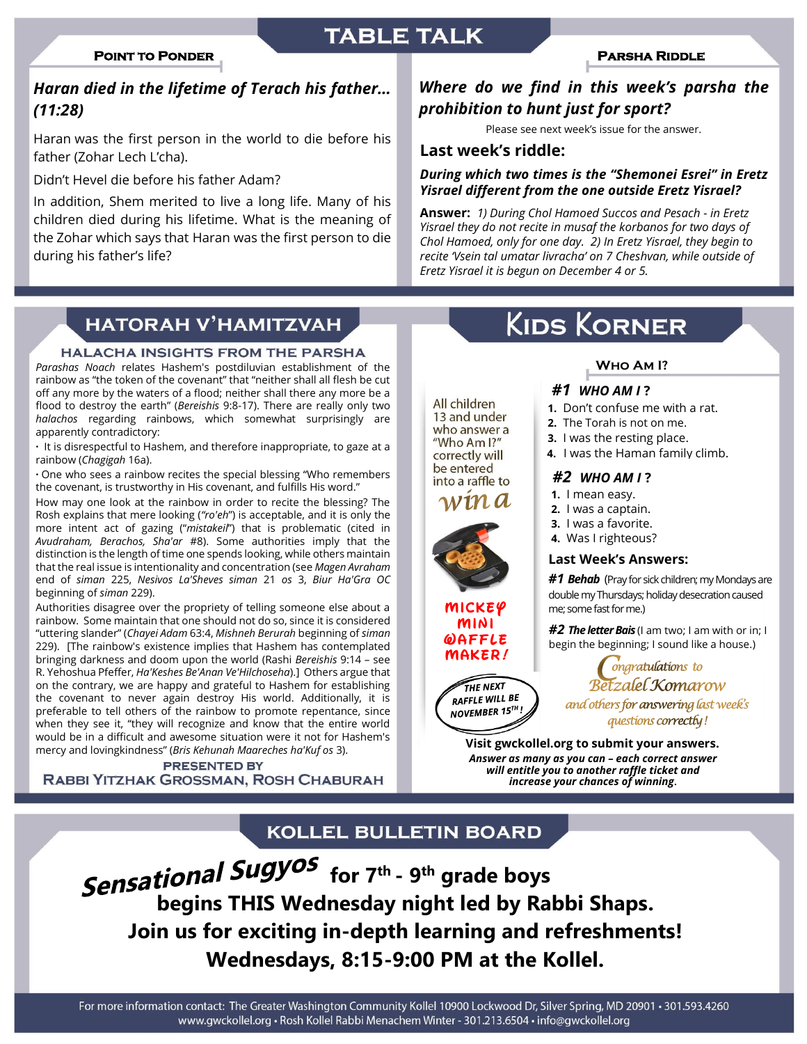# TABLE TALK

## Point to Ponder

***Haran died in the lifetime of Terach his father… (11:28)***

Haran was the first person in the world to die before his father (Zohar Lech L'cha).

Didn't Hevel die before his father Adam?

In addition, Shem merited to live a long life. Many of his children died during his lifetime. What is the meaning of the Zohar which says that Haran was the first person to die during his father's life?

## Parsha Riddle

***Where do we find in this week's parsha the prohibition to hunt just for sport?***

Please see next week's issue for the answer.

### Last week's riddle:

***During which two times is the "Shemonei Esrei" in Eretz Yisrael different from the one outside Eretz Yisrael?***

**Answer:** *1) During Chol Hamoed Succos and Pesach - in Eretz Yisrael they do not recite in musaf the korbanos for two days of Chol Hamoed, only for one day. 2) In Eretz Yisrael, they begin to recite 'Vsein tal umatar livracha' on 7 Cheshvan, while outside of Eretz Yisrael it is begun on December 4 or 5.*

# HATORAH V'HAMITZVAH

## HALACHA INSIGHTS FROM THE PARSHA

*Parashas Noach* relates Hashem's postdiluvian establishment of the rainbow as "the token of the covenant" that "neither shall all flesh be cut off any more by the waters of a flood; neither shall there any more be a flood to destroy the earth" (*Bereishis* 9:8-17). There are really only two *halachos* regarding rainbows, which somewhat surprisingly are apparently contradictory:

- It is disrespectful to Hashem, and therefore inappropriate, to gaze at a rainbow (*Chagigah* 16a).
- One who sees a rainbow recites the special blessing "Who remembers the covenant, is trustworthy in His covenant, and fulfills His word."

How may one look at the rainbow in order to recite the blessing? The Rosh explains that mere looking (*"ro'eh"*) is acceptable, and it is only the more intent act of gazing ("*mistakeil*") that is problematic (cited in *Avudraham, Berachos, Sha'ar* #8). Some authorities imply that the distinction is the length of time one spends looking, while others maintain that the real issue is intentionality and concentration (see *Magen Avraham* end of *siman* 225, *Nesivos La'Sheves siman* 21 *os* 3, *Biur Ha'Gra OC* beginning of *siman* 229).

Authorities disagree over the propriety of telling someone else about a rainbow. Some maintain that one should not do so, since it is considered "uttering slander" (*Chayei Adam* 63:4, *Mishneh Berurah* beginning of *siman* 229). The rainbow's existence implies that Hashem has contemplated bringing darkness and doom upon the world (Rashi *Bereishis* 9:14 – see R. Yehoshua Pfeffer, *Ha'Keshes Be'Anan Ve'Hilchoseha*).] Others argue that on the contrary, we are happy and grateful to Hashem for establishing the covenant to never again destroy His world. Additionally, it is preferable to tell others of the rainbow to promote repentance, since when they see it, "they will recognize and know that the entire world would be in a difficult and awesome situation were it not for Hashem's mercy and lovingkindness" (*Bris Kehunah Maareches ha'Kuf os* 3).

PRESENTED BY
RABBI YITZHAK GROSSMAN, ROSH CHABURAH

# KIDS KORNER

All children 13 and under who answer a "Who Am I?" correctly will be entered into a raffle to *win a*

MICKEY MINI WAFFLE MAKER!

THE NEXT RAFFLE WILL BE NOVEMBER 15TH!

## Who Am I?

### #1 WHO AM I ?

1. Don't confuse me with a rat.
2. The Torah is not on me.
3. I was the resting place.
4. I was the Haman family climb.

### #2 WHO AM I ?

1. I mean easy.
2. I was a captain.
3. I was a favorite.
4. Was I righteous?

### Last Week's Answers:

***#1 Behab*** (Pray for sick children; my Mondays are double my Thursdays; holiday desecration caused me; some fast for me.)

***#2 The letter Bais*** (I am two; I am with or in; I begin the beginning; I sound like a house.)

*Congratulations to Betzalel Komarow and others for answering last week's questions correctly!*

**Visit gwckollel.org to submit your answers.**

***Answer as many as you can – each correct answer will entitle you to another raffle ticket and increase your chances of winning.***

# KOLLEL BULLETIN BOARD

***Sensational Sugyos*** **for 7th - 9th grade boys begins THIS Wednesday night led by Rabbi Shaps. Join us for exciting in-depth learning and refreshments! Wednesdays, 8:15-9:00 PM at the Kollel.**

For more information contact: The Greater Washington Community Kollel 10900 Lockwood Dr, Silver Spring, MD 20901 • 301.593.4260
www.gwckollel.org • Rosh Kollel Rabbi Menachem Winter - 301.213.6504 • info@gwckollel.org